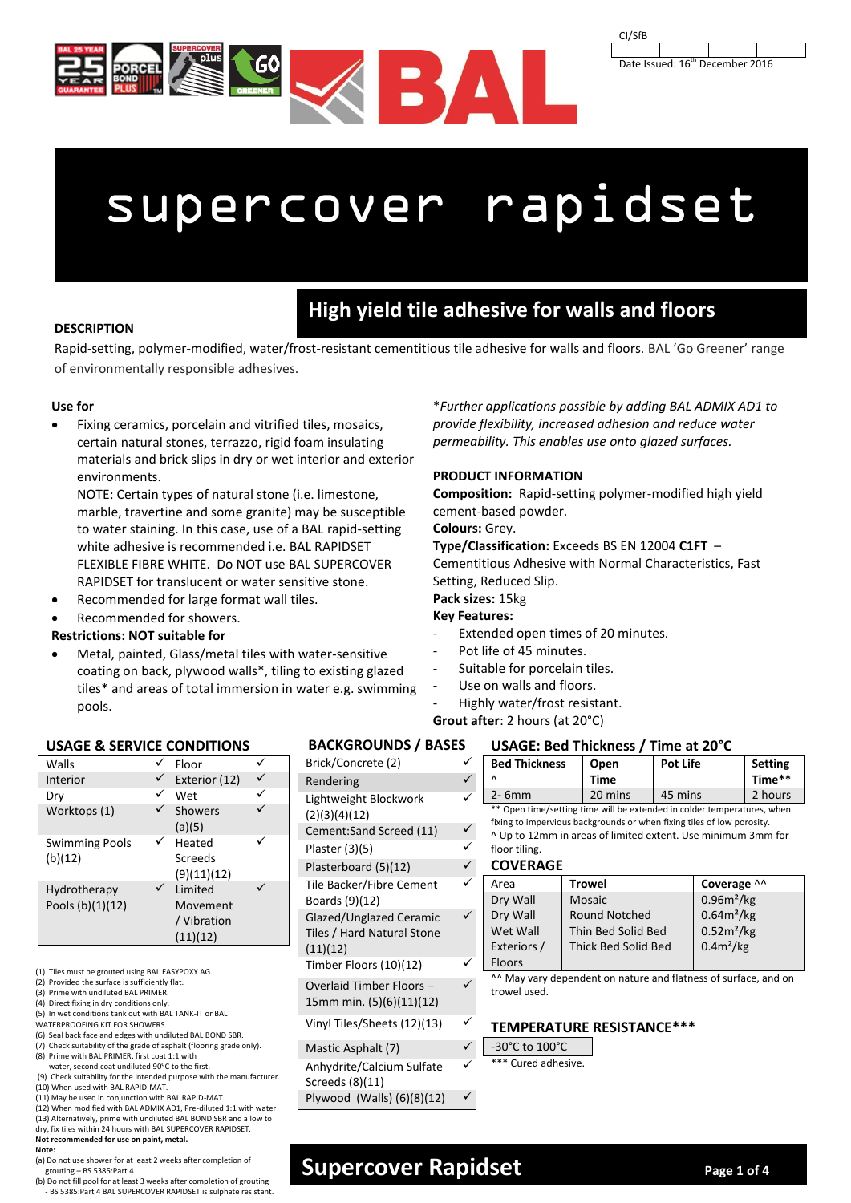CI/SfB

Date Issued: 16th December 2016

# supercover rapidset

## High yield tile adhesive for walls and floors

**DESCRIPTION**

Rapid-setting, polymer-modified, water/frost-resistant cementitious tile adhesive for walls and floors. BAL 'Go Greener' range of environmentally responsible adhesives.

**Use for**

- Fixing ceramics, porcelain and vitrified tiles, mosaics, certain natural stones, terrazzo, rigid foam insulating materials and brick slips in dry or wet interior and exterior environments.
  NOTE: Certain types of natural stone (i.e. limestone, marble, travertine and some granite) may be susceptible to water staining. In this case, use of a BAL rapid-setting white adhesive is recommended i.e. BAL RAPIDSET FLEXIBLE FIBRE WHITE. Do NOT use BAL SUPERCOVER RAPIDSET for translucent or water sensitive stone.
- Recommended for large format wall tiles.
- Recommended for showers.

**Restrictions: NOT suitable for**

- Metal, painted, Glass/metal tiles with water-sensitive coating on back, plywood walls*, tiling to existing glazed tiles* and areas of total immersion in water e.g. swimming pools.

*Further applications possible by adding BAL ADMIX AD1 to provide flexibility, increased adhesion and reduce water permeability. This enables use onto glazed surfaces.*

**PRODUCT INFORMATION**

**Composition:** Rapid-setting polymer-modified high yield cement-based powder.
**Colours:** Grey.
**Type/Classification:** Exceeds BS EN 12004 **C1FT** – Cementitious Adhesive with Normal Characteristics, Fast Setting, Reduced Slip.
**Pack sizes:** 15kg
**Key Features:**

- Extended open times of 20 minutes.
- Pot life of 45 minutes.
- Suitable for porcelain tiles.
- Use on walls and floors.
- Highly water/frost resistant.

**Grout after**: 2 hours (at 20°C)

### USAGE & SERVICE CONDITIONS

| | | | |
|---|---|---|---|
| Walls | ✓ | Floor | ✓ |
| Interior | ✓ | Exterior (12) | ✓ |
| Dry | ✓ | Wet | ✓ |
| Worktops (1) | ✓ | Showers (a)(5) | ✓ |
| Swimming Pools (b)(12) | ✓ | Heated Screeds (9)(11)(12) | ✓ |
| Hydrotherapy Pools (b)(1)(12) | ✓ | Limited Movement / Vibration (11)(12) | ✓ |

(1) Tiles must be grouted using BAL EASYPOXY AG.
(2) Provided the surface is sufficiently flat.
(3) Prime with undiluted BAL PRIMER.
(4) Direct fixing in dry conditions only.
(5) In wet conditions tank out with BAL TANK-IT or BAL WATERPROOFING KIT FOR SHOWERS.
(6) Seal back face and edges with undiluted BAL BOND SBR.
(7) Check suitability of the grade of asphalt (flooring grade only).
(8) Prime with BAL PRIMER, first coat 1:1 with water, second coat undiluted 90°C to the first.
(9) Check suitability for the intended purpose with the manufacturer.
(10) When used with BAL RAPID-MAT.
(11) May be used in conjunction with BAL RAPID-MAT.
(12) When modified with BAL ADMIX AD1, Pre-diluted 1:1 with water
(13) Alternatively, prime with undiluted BAL BOND SBR and allow to dry, fix tiles within 24 hours with BAL SUPERCOVER RAPIDSET.
**Not recommended for use on paint, metal.**
**Note:**
(a) Do not use shower for at least 2 weeks after completion of grouting – BS 5385:Part 4
(b) Do not fill pool for at least 3 weeks after completion of grouting - BS 5385:Part 4 BAL SUPERCOVER RAPIDSET is sulphate resistant.

### BACKGROUNDS / BASES

| | |
|---|---|
| Brick/Concrete (2) | ✓ |
| Rendering | ✓ |
| Lightweight Blockwork (2)(3)(4)(12) | ✓ |
| Cement:Sand Screed (11) | ✓ |
| Plaster (3)(5) | ✓ |
| Plasterboard (5)(12) | ✓ |
| Tile Backer/Fibre Cement Boards (9)(12) | ✓ |
| Glazed/Unglazed Ceramic Tiles / Hard Natural Stone (11)(12) | ✓ |
| Timber Floors (10)(12) | ✓ |
| Overlaid Timber Floors – 15mm min. (5)(6)(11)(12) | ✓ |
| Vinyl Tiles/Sheets (12)(13) | ✓ |
| Mastic Asphalt (7) | ✓ |
| Anhydrite/Calcium Sulfate Screeds (8)(11) | ✓ |
| Plywood (Walls) (6)(8)(12) | ✓ |

### USAGE: Bed Thickness / Time at 20°C

| Bed Thickness ^ | Open Time | Pot Life | Setting Time** |
|---|---|---|---|
| 2- 6mm | 20 mins | 45 mins | 2 hours |

** Open time/setting time will be extended in colder temperatures, when fixing to impervious backgrounds or when fixing tiles of low porosity.
^ Up to 12mm in areas of limited extent. Use minimum 3mm for floor tiling.

### COVERAGE

| Area | Trowel | Coverage ^^ |
|---|---|---|
| Dry Wall | Mosaic | 0.96m²/kg |
| Dry Wall | Round Notched | 0.64m²/kg |
| Wet Wall | Thin Bed Solid Bed | 0.52m²/kg |
| Exteriors / Floors | Thick Bed Solid Bed | 0.4m²/kg |

^^ May vary dependent on nature and flatness of surface, and on trowel used.

### TEMPERATURE RESISTANCE***

| -30°C to 100°C |
|---|

*** Cured adhesive.

## Supercover Rapidset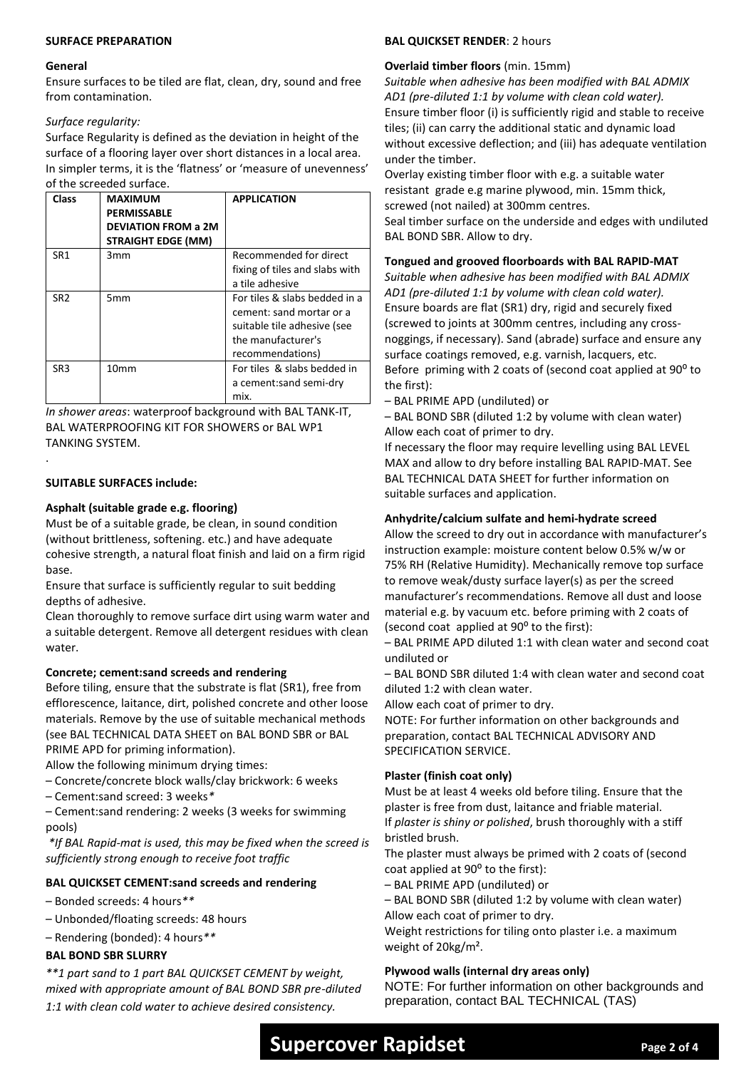**SURFACE PREPARATION**

**General**

Ensure surfaces to be tiled are flat, clean, dry, sound and free from contamination.

*Surface regularity:*

Surface Regularity is defined as the deviation in height of the surface of a flooring layer over short distances in a local area. In simpler terms, it is the 'flatness' or 'measure of unevenness' of the screeded surface.

| Class | MAXIMUM PERMISSABLE DEVIATION FROM a 2M STRAIGHT EDGE (MM) | APPLICATION |
|---|---|---|
| SR1 | 3mm | Recommended for direct fixing of tiles and slabs with a tile adhesive |
| SR2 | 5mm | For tiles & slabs bedded in a cement: sand mortar or a suitable tile adhesive (see the manufacturer's recommendations) |
| SR3 | 10mm | For tiles & slabs bedded in a cement:sand semi-dry mix. |

*In shower areas*: waterproof background with BAL TANK-IT, BAL WATERPROOFING KIT FOR SHOWERS or BAL WP1 TANKING SYSTEM.

.

**SUITABLE SURFACES include:**

**Asphalt (suitable grade e.g. flooring)**

Must be of a suitable grade, be clean, in sound condition (without brittleness, softening. etc.) and have adequate cohesive strength, a natural float finish and laid on a firm rigid base.

Ensure that surface is sufficiently regular to suit bedding depths of adhesive.

Clean thoroughly to remove surface dirt using warm water and a suitable detergent. Remove all detergent residues with clean water.

**Concrete; cement:sand screeds and rendering**

Before tiling, ensure that the substrate is flat (SR1), free from efflorescence, laitance, dirt, polished concrete and other loose materials. Remove by the use of suitable mechanical methods (see BAL TECHNICAL DATA SHEET on BAL BOND SBR or BAL PRIME APD for priming information).

Allow the following minimum drying times:

– Concrete/concrete block walls/clay brickwork: 6 weeks

– Cement:sand screed: 3 weeks*

– Cement:sand rendering: 2 weeks (3 weeks for swimming pools)

*\*If BAL Rapid-mat is used, this may be fixed when the screed is sufficiently strong enough to receive foot traffic*

**BAL QUICKSET CEMENT:sand screeds and rendering**

– Bonded screeds: 4 hours**

– Unbonded/floating screeds: 48 hours

– Rendering (bonded): 4 hours**

**BAL BOND SBR SLURRY**

*\*\*1 part sand to 1 part BAL QUICKSET CEMENT by weight, mixed with appropriate amount of BAL BOND SBR pre-diluted 1:1 with clean cold water to achieve desired consistency.*

**BAL QUICKSET RENDER**: 2 hours

**Overlaid timber floors** (min. 15mm)

*Suitable when adhesive has been modified with BAL ADMIX AD1 (pre-diluted 1:1 by volume with clean cold water).*

Ensure timber floor (i) is sufficiently rigid and stable to receive tiles; (ii) can carry the additional static and dynamic load without excessive deflection; and (iii) has adequate ventilation under the timber.

Overlay existing timber floor with e.g. a suitable water resistant grade e.g marine plywood, min. 15mm thick, screwed (not nailed) at 300mm centres.

Seal timber surface on the underside and edges with undiluted BAL BOND SBR. Allow to dry.

**Tongued and grooved floorboards with BAL RAPID-MAT**

*Suitable when adhesive has been modified with BAL ADMIX AD1 (pre-diluted 1:1 by volume with clean cold water).*

Ensure boards are flat (SR1) dry, rigid and securely fixed (screwed to joints at 300mm centres, including any cross-noggings, if necessary). Sand (abrade) surface and ensure any surface coatings removed, e.g. varnish, lacquers, etc.

Before priming with 2 coats of (second coat applied at 90⁰ to the first):

– BAL PRIME APD (undiluted) or

– BAL BOND SBR (diluted 1:2 by volume with clean water)

Allow each coat of primer to dry.

If necessary the floor may require levelling using BAL LEVEL MAX and allow to dry before installing BAL RAPID-MAT. See BAL TECHNICAL DATA SHEET for further information on suitable surfaces and application.

**Anhydrite/calcium sulfate and hemi-hydrate screed**

Allow the screed to dry out in accordance with manufacturer's instruction example: moisture content below 0.5% w/w or 75% RH (Relative Humidity). Mechanically remove top surface to remove weak/dusty surface layer(s) as per the screed manufacturer's recommendations. Remove all dust and loose material e.g. by vacuum etc. before priming with 2 coats of (second coat applied at 90⁰ to the first):

– BAL PRIME APD diluted 1:1 with clean water and second coat undiluted or

– BAL BOND SBR diluted 1:4 with clean water and second coat diluted 1:2 with clean water.

Allow each coat of primer to dry.

NOTE: For further information on other backgrounds and preparation, contact BAL TECHNICAL ADVISORY AND SPECIFICATION SERVICE.

**Plaster (finish coat only)**

Must be at least 4 weeks old before tiling. Ensure that the plaster is free from dust, laitance and friable material.

If *plaster is shiny or polished*, brush thoroughly with a stiff bristled brush.

The plaster must always be primed with 2 coats of (second coat applied at 90⁰ to the first):

– BAL PRIME APD (undiluted) or

– BAL BOND SBR (diluted 1:2 by volume with clean water)

Allow each coat of primer to dry.

Weight restrictions for tiling onto plaster i.e. a maximum weight of 20kg/m².

**Plywood walls (internal dry areas only)**

NOTE: For further information on other backgrounds and preparation, contact BAL TECHNICAL (TAS)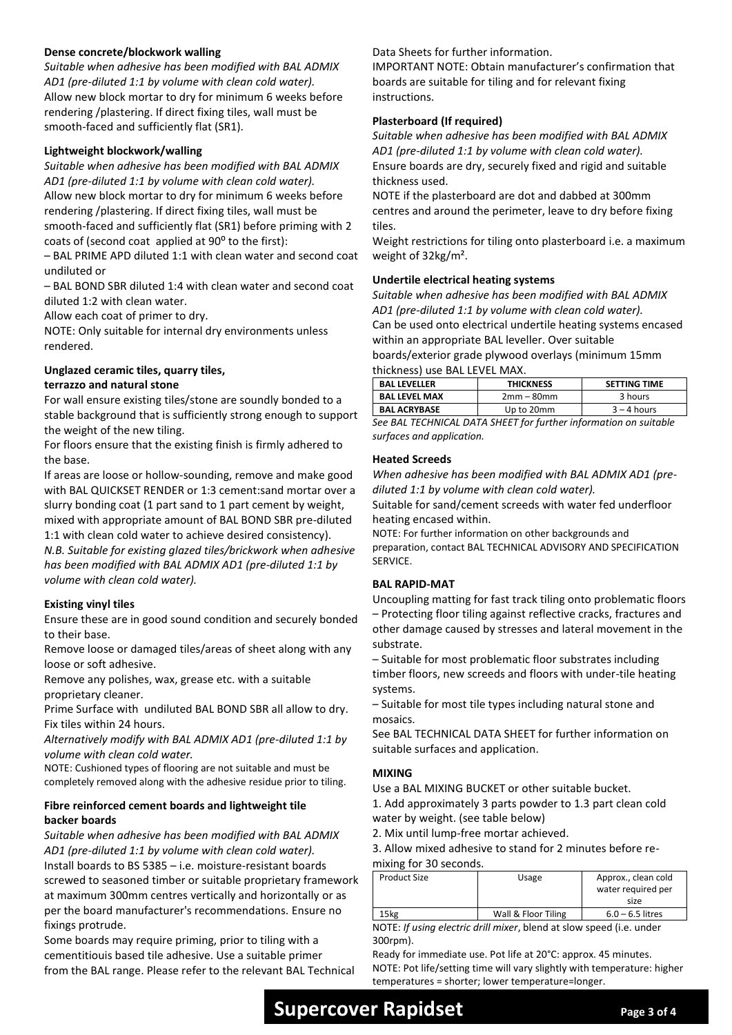### Dense concrete/blockwork walling

*Suitable when adhesive has been modified with BAL ADMIX AD1 (pre-diluted 1:1 by volume with clean cold water).*
Allow new block mortar to dry for minimum 6 weeks before rendering /plastering. If direct fixing tiles, wall must be smooth-faced and sufficiently flat (SR1).

### Lightweight blockwork/walling

*Suitable when adhesive has been modified with BAL ADMIX AD1 (pre-diluted 1:1 by volume with clean cold water).*
Allow new block mortar to dry for minimum 6 weeks before rendering /plastering. If direct fixing tiles, wall must be smooth-faced and sufficiently flat (SR1) before priming with 2 coats of (second coat applied at 90$^{0}$ to the first):

– BAL PRIME APD diluted 1:1 with clean water and second coat undiluted or

– BAL BOND SBR diluted 1:4 with clean water and second coat diluted 1:2 with clean water.

Allow each coat of primer to dry.

NOTE: Only suitable for internal dry environments unless rendered.

### Unglazed ceramic tiles, quarry tiles, terrazzo and natural stone

For wall ensure existing tiles/stone are soundly bonded to a stable background that is sufficiently strong enough to support the weight of the new tiling.

For floors ensure that the existing finish is firmly adhered to the base.

If areas are loose or hollow-sounding, remove and make good with BAL QUICKSET RENDER or 1:3 cement:sand mortar over a slurry bonding coat (1 part sand to 1 part cement by weight, mixed with appropriate amount of BAL BOND SBR pre-diluted 1:1 with clean cold water to achieve desired consistency).
*N.B. Suitable for existing glazed tiles/brickwork when adhesive has been modified with BAL ADMIX AD1 (pre-diluted 1:1 by volume with clean cold water).*

### Existing vinyl tiles

Ensure these are in good sound condition and securely bonded to their base.

Remove loose or damaged tiles/areas of sheet along with any loose or soft adhesive.

Remove any polishes, wax, grease etc. with a suitable proprietary cleaner.

Prime Surface with undiluted BAL BOND SBR all allow to dry. Fix tiles within 24 hours.

*Alternatively modify with BAL ADMIX AD1 (pre-diluted 1:1 by volume with clean cold water.*

NOTE: Cushioned types of flooring are not suitable and must be completely removed along with the adhesive residue prior to tiling.

### Fibre reinforced cement boards and lightweight tile backer boards

*Suitable when adhesive has been modified with BAL ADMIX AD1 (pre-diluted 1:1 by volume with clean cold water).*
Install boards to BS 5385 – i.e. moisture-resistant boards screwed to seasoned timber or suitable proprietary framework at maximum 300mm centres vertically and horizontally or as per the board manufacturer's recommendations. Ensure no fixings protrude.

Some boards may require priming, prior to tiling with a cementitiouis based tile adhesive. Use a suitable primer from the BAL range. Please refer to the relevant BAL Technical Data Sheets for further information.

IMPORTANT NOTE: Obtain manufacturer's confirmation that boards are suitable for tiling and for relevant fixing instructions.

### Plasterboard (If required)

*Suitable when adhesive has been modified with BAL ADMIX AD1 (pre-diluted 1:1 by volume with clean cold water).*
Ensure boards are dry, securely fixed and rigid and suitable thickness used.

NOTE if the plasterboard are dot and dabbed at 300mm centres and around the perimeter, leave to dry before fixing tiles.

Weight restrictions for tiling onto plasterboard i.e. a maximum weight of 32kg/m².

### Undertile electrical heating systems

*Suitable when adhesive has been modified with BAL ADMIX AD1 (pre-diluted 1:1 by volume with clean cold water).*
Can be used onto electrical undertile heating systems encased within an appropriate BAL leveller. Over suitable boards/exterior grade plywood overlays (minimum 15mm thickness) use BAL LEVEL MAX.

| BAL LEVELLER | THICKNESS | SETTING TIME |
|---|---|---|
| BAL LEVEL MAX | 2mm – 80mm | 3 hours |
| BAL ACRYBASE | Up to 20mm | 3 – 4 hours |

*See BAL TECHNICAL DATA SHEET for further information on suitable surfaces and application.*

### Heated Screeds

*When adhesive has been modified with BAL ADMIX AD1 (pre-diluted 1:1 by volume with clean cold water).*
Suitable for sand/cement screeds with water fed underfloor heating encased within.

NOTE: For further information on other backgrounds and preparation, contact BAL TECHNICAL ADVISORY AND SPECIFICATION SERVICE.

### BAL RAPID-MAT

Uncoupling matting for fast track tiling onto problematic floors

– Protecting floor tiling against reflective cracks, fractures and other damage caused by stresses and lateral movement in the substrate.

– Suitable for most problematic floor substrates including timber floors, new screeds and floors with under-tile heating systems.

– Suitable for most tile types including natural stone and mosaics.

See BAL TECHNICAL DATA SHEET for further information on suitable surfaces and application.

### MIXING

Use a BAL MIXING BUCKET or other suitable bucket.

1. Add approximately 3 parts powder to 1.3 part clean cold water by weight. (see table below)
2. Mix until lump-free mortar achieved.
3. Allow mixed adhesive to stand for 2 minutes before re-mixing for 30 seconds.

| Product Size | Usage | Approx., clean cold water required per size |
|---|---|---|
| 15kg | Wall & Floor Tiling | 6.0 – 6.5 litres |

NOTE: *If using electric drill mixer*, blend at slow speed (i.e. under 300rpm).

Ready for immediate use. Pot life at 20°C: approx. 45 minutes.

NOTE: Pot life/setting time will vary slightly with temperature: higher temperatures = shorter; lower temperature=longer.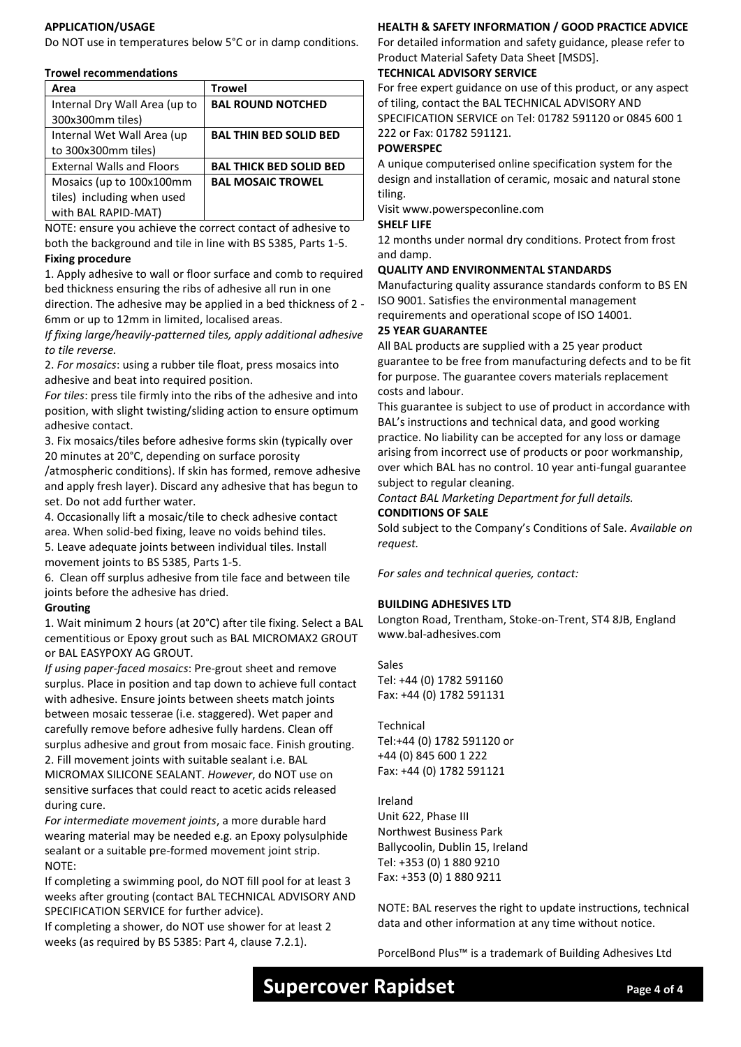**APPLICATION/USAGE**

Do NOT use in temperatures below 5°C or in damp conditions.

**Trowel recommendations**

| Area | Trowel |
|---|---|
| Internal Dry Wall Area (up to 300x300mm tiles) | **BAL ROUND NOTCHED** |
| Internal Wet Wall Area (up to 300x300mm tiles) | **BAL THIN BED SOLID BED** |
| External Walls and Floors | **BAL THICK BED SOLID BED** |
| Mosaics (up to 100x100mm tiles) including when used with BAL RAPID-MAT) | **BAL MOSAIC TROWEL** |

NOTE: ensure you achieve the correct contact of adhesive to both the background and tile in line with BS 5385, Parts 1-5.

**Fixing procedure**

1. Apply adhesive to wall or floor surface and comb to required bed thickness ensuring the ribs of adhesive all run in one direction. The adhesive may be applied in a bed thickness of 2 - 6mm or up to 12mm in limited, localised areas.
*If fixing large/heavily-patterned tiles, apply additional adhesive to tile reverse.*
2. *For mosaics*: using a rubber tile float, press mosaics into adhesive and beat into required position.
*For tiles*: press tile firmly into the ribs of the adhesive and into position, with slight twisting/sliding action to ensure optimum adhesive contact.
3. Fix mosaics/tiles before adhesive forms skin (typically over 20 minutes at 20°C, depending on surface porosity /atmospheric conditions). If skin has formed, remove adhesive and apply fresh layer). Discard any adhesive that has begun to set. Do not add further water.
4. Occasionally lift a mosaic/tile to check adhesive contact area. When solid-bed fixing, leave no voids behind tiles.
5. Leave adequate joints between individual tiles. Install movement joints to BS 5385, Parts 1-5.
6. Clean off surplus adhesive from tile face and between tile joints before the adhesive has dried.

**Grouting**

1. Wait minimum 2 hours (at 20°C) after tile fixing. Select a BAL cementitious or Epoxy grout such as BAL MICROMAX2 GROUT or BAL EASYPOXY AG GROUT.
*If using paper-faced mosaics*: Pre-grout sheet and remove surplus. Place in position and tap down to achieve full contact with adhesive. Ensure joints between sheets match joints between mosaic tesserae (i.e. staggered). Wet paper and carefully remove before adhesive fully hardens. Clean off surplus adhesive and grout from mosaic face. Finish grouting.
2. Fill movement joints with suitable sealant i.e. BAL MICROMAX SILICONE SEALANT. *However*, do NOT use on sensitive surfaces that could react to acetic acids released during cure.
*For intermediate movement joints*, a more durable hard wearing material may be needed e.g. an Epoxy polysulphide sealant or a suitable pre-formed movement joint strip.

NOTE:

If completing a swimming pool, do NOT fill pool for at least 3 weeks after grouting (contact BAL TECHNICAL ADVISORY AND SPECIFICATION SERVICE for further advice).

If completing a shower, do NOT use shower for at least 2 weeks (as required by BS 5385: Part 4, clause 7.2.1).

**HEALTH & SAFETY INFORMATION / GOOD PRACTICE ADVICE**

For detailed information and safety guidance, please refer to Product Material Safety Data Sheet [MSDS].

**TECHNICAL ADVISORY SERVICE**

For free expert guidance on use of this product, or any aspect of tiling, contact the BAL TECHNICAL ADVISORY AND SPECIFICATION SERVICE on Tel: 01782 591120 or 0845 600 1 222 or Fax: 01782 591121.

**POWERSPEC**

A unique computerised online specification system for the design and installation of ceramic, mosaic and natural stone tiling.

Visit www.powerspeconline.com

**SHELF LIFE**

12 months under normal dry conditions. Protect from frost and damp.

**QUALITY AND ENVIRONMENTAL STANDARDS**

Manufacturing quality assurance standards conform to BS EN ISO 9001. Satisfies the environmental management requirements and operational scope of ISO 14001.

**25 YEAR GUARANTEE**

All BAL products are supplied with a 25 year product guarantee to be free from manufacturing defects and to be fit for purpose. The guarantee covers materials replacement costs and labour.

This guarantee is subject to use of product in accordance with BAL's instructions and technical data, and good working practice. No liability can be accepted for any loss or damage arising from incorrect use of products or poor workmanship, over which BAL has no control. 10 year anti-fungal guarantee subject to regular cleaning.

*Contact BAL Marketing Department for full details.*

**CONDITIONS OF SALE**

Sold subject to the Company's Conditions of Sale. *Available on request.*

*For sales and technical queries, contact:*

**BUILDING ADHESIVES LTD**

Longton Road, Trentham, Stoke-on-Trent, ST4 8JB, England
www.bal-adhesives.com

Sales
Tel: +44 (0) 1782 591160
Fax: +44 (0) 1782 591131

Technical
Tel:+44 (0) 1782 591120 or
+44 (0) 845 600 1 222
Fax: +44 (0) 1782 591121

Ireland
Unit 622, Phase III
Northwest Business Park
Ballycoolin, Dublin 15, Ireland
Tel: +353 (0) 1 880 9210
Fax: +353 (0) 1 880 9211

NOTE: BAL reserves the right to update instructions, technical data and other information at any time without notice.

PorcelBond Plus™ is a trademark of Building Adhesives Ltd